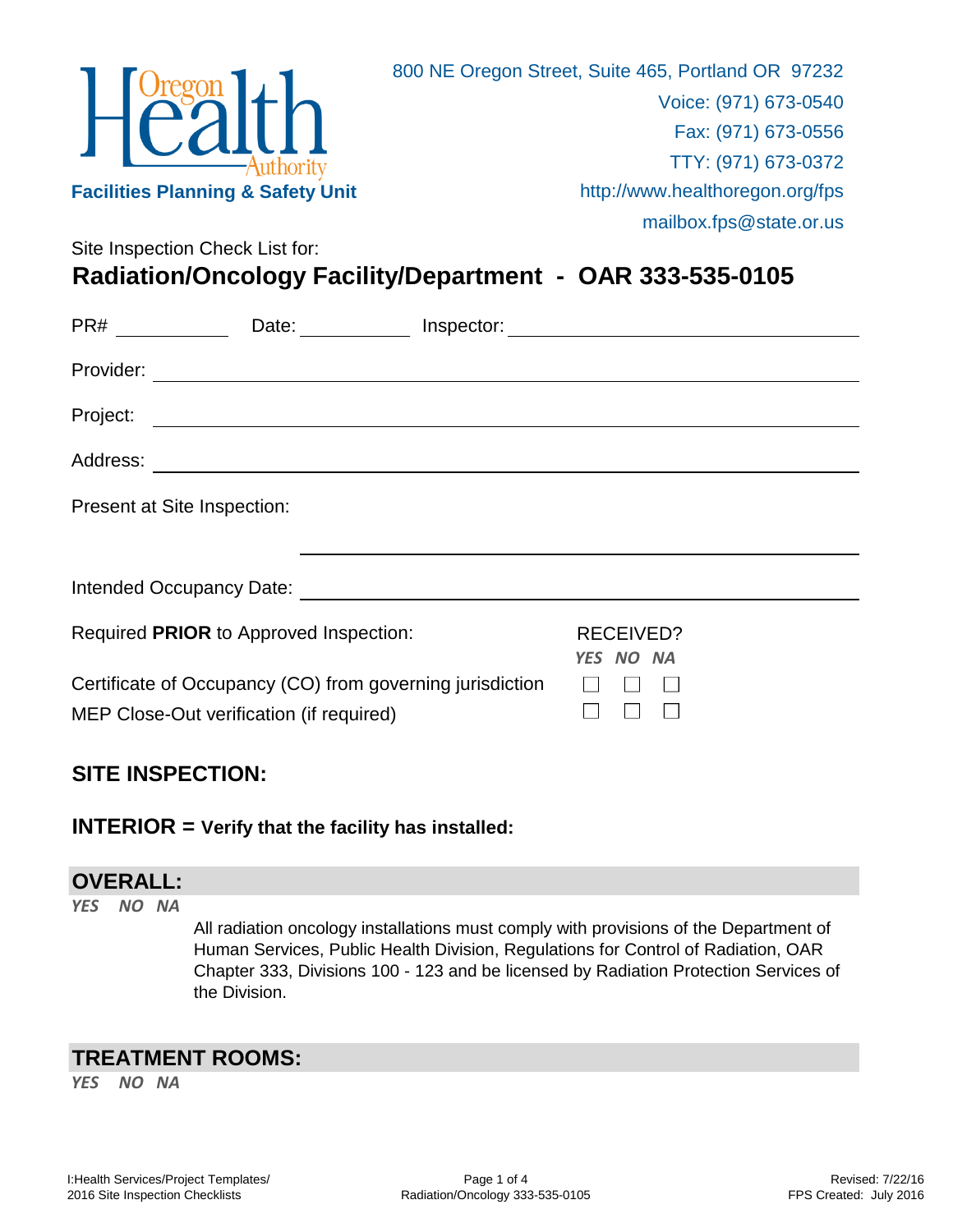Oregon Health Authority

**Facilities Planning & Safety Unit**

800 NE Oregon Street, Suite 465, Portland OR 97232
Voice: (971) 673-0540
Fax: (971) 673-0556
TTY: (971) 673-0372
http://www.healthoregon.org/fps
mailbox.fps@state.or.us

Site Inspection Check List for:

# Radiation/Oncology Facility/Department - OAR 333-535-0105

PR# ____________ Date: ____________ Inspector: ______________________________

Provider: ______________________________________________________________

Project: _______________________________________________________________

Address: _______________________________________________________________

Present at Site Inspection:

______________________________________________

Intended Occupancy Date: ________________________________________________

| Required **PRIOR** to Approved Inspection: | RECEIVED? *YES* | *NO* | *NA* |
|---|---|---|---|
| Certificate of Occupancy (CO) from governing jurisdiction | ☐ | ☐ | ☐ |
| MEP Close-Out verification (if required) | ☐ | ☐ | ☐ |

## SITE INSPECTION:

### INTERIOR = Verify that the facility has installed:

## OVERALL:

*YES NO NA*

All radiation oncology installations must comply with provisions of the Department of Human Services, Public Health Division, Regulations for Control of Radiation, OAR Chapter 333, Divisions 100 - 123 and be licensed by Radiation Protection Services of the Division.

## TREATMENT ROOMS:

*YES NO NA*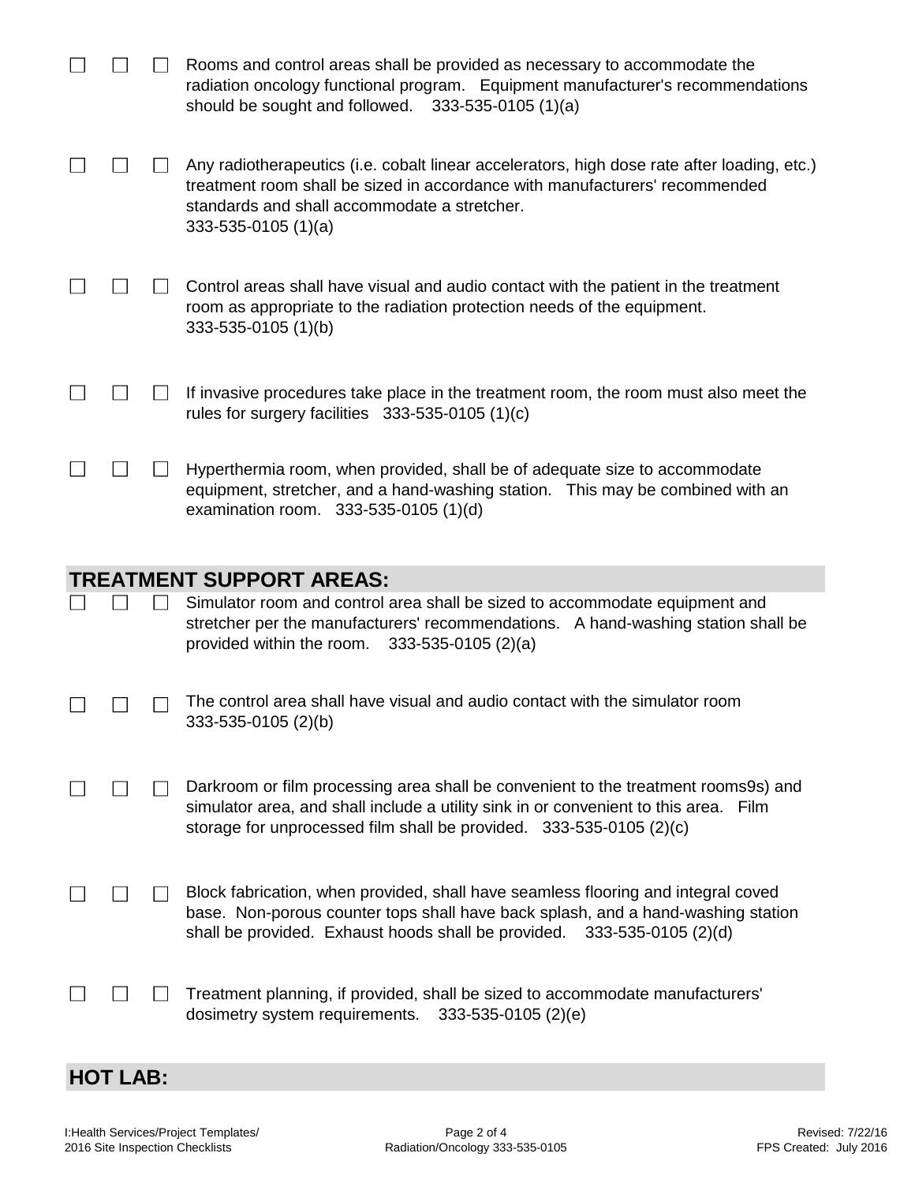☐ ☐ ☐ Rooms and control areas shall be provided as necessary to accommodate the radiation oncology functional program. Equipment manufacturer's recommendations should be sought and followed. 333-535-0105 (1)(a)

☐ ☐ ☐ Any radiotherapeutics (i.e. cobalt linear accelerators, high dose rate after loading, etc.) treatment room shall be sized in accordance with manufacturers' recommended standards and shall accommodate a stretcher.
333-535-0105 (1)(a)

☐ ☐ ☐ Control areas shall have visual and audio contact with the patient in the treatment room as appropriate to the radiation protection needs of the equipment.
333-535-0105 (1)(b)

☐ ☐ ☐ If invasive procedures take place in the treatment room, the room must also meet the rules for surgery facilities 333-535-0105 (1)(c)

☐ ☐ ☐ Hyperthermia room, when provided, shall be of adequate size to accommodate equipment, stretcher, and a hand-washing station. This may be combined with an examination room. 333-535-0105 (1)(d)

## TREATMENT SUPPORT AREAS:

☐ ☐ ☐ Simulator room and control area shall be sized to accommodate equipment and stretcher per the manufacturers' recommendations. A hand-washing station shall be provided within the room. 333-535-0105 (2)(a)

☐ ☐ ☐ The control area shall have visual and audio contact with the simulator room
333-535-0105 (2)(b)

☐ ☐ ☐ Darkroom or film processing area shall be convenient to the treatment rooms9s) and simulator area, and shall include a utility sink in or convenient to this area. Film storage for unprocessed film shall be provided. 333-535-0105 (2)(c)

☐ ☐ ☐ Block fabrication, when provided, shall have seamless flooring and integral coved base. Non-porous counter tops shall have back splash, and a hand-washing station shall be provided. Exhaust hoods shall be provided. 333-535-0105 (2)(d)

☐ ☐ ☐ Treatment planning, if provided, shall be sized to accommodate manufacturers' dosimetry system requirements. 333-535-0105 (2)(e)

## HOT LAB: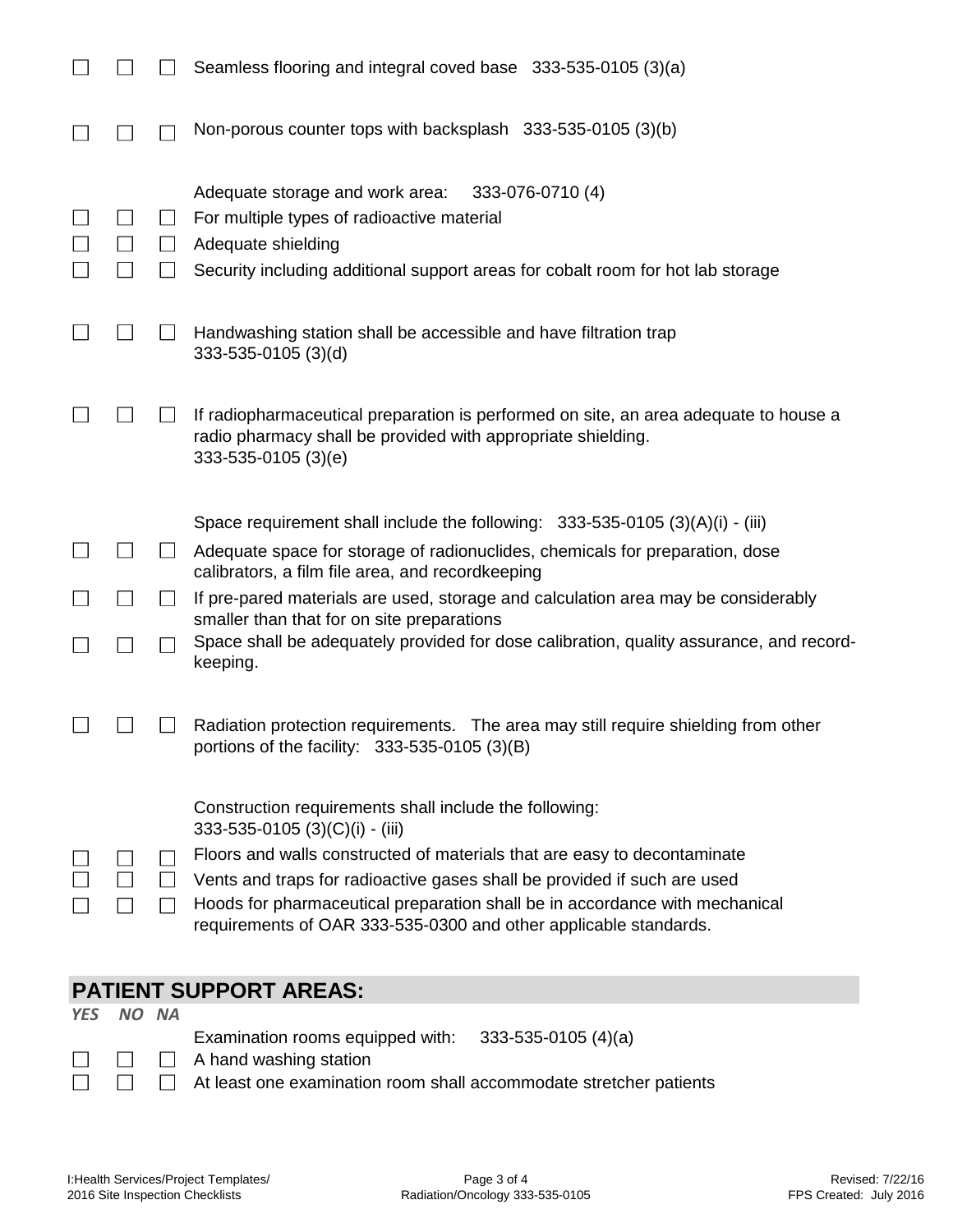☐ ☐ ☐ Seamless flooring and integral coved base 333-535-0105 (3)(a)

☐ ☐ ☐ Non-porous counter tops with backsplash 333-535-0105 (3)(b)

Adequate storage and work area: 333-076-0710 (4)

☐ ☐ ☐ For multiple types of radioactive material

☐ ☐ ☐ Adequate shielding

☐ ☐ ☐ Security including additional support areas for cobalt room for hot lab storage

☐ ☐ ☐ Handwashing station shall be accessible and have filtration trap 333-535-0105 (3)(d)

☐ ☐ ☐ If radiopharmaceutical preparation is performed on site, an area adequate to house a radio pharmacy shall be provided with appropriate shielding. 333-535-0105 (3)(e)

Space requirement shall include the following: 333-535-0105 (3)(A)(i) - (iii)

☐ ☐ ☐ Adequate space for storage of radionuclides, chemicals for preparation, dose calibrators, a film file area, and recordkeeping

☐ ☐ ☐ If pre-pared materials are used, storage and calculation area may be considerably smaller than that for on site preparations

☐ ☐ ☐ Space shall be adequately provided for dose calibration, quality assurance, and record-keeping.

☐ ☐ ☐ Radiation protection requirements. The area may still require shielding from other portions of the facility: 333-535-0105 (3)(B)

Construction requirements shall include the following: 333-535-0105 (3)(C)(i) - (iii)

☐ ☐ ☐ Floors and walls constructed of materials that are easy to decontaminate

☐ ☐ ☐ Vents and traps for radioactive gases shall be provided if such are used

☐ ☐ ☐ Hoods for pharmaceutical preparation shall be in accordance with mechanical requirements of OAR 333-535-0300 and other applicable standards.

## PATIENT SUPPORT AREAS:

*YES NO NA*

Examination rooms equipped with: 333-535-0105 (4)(a)

☐ ☐ ☐ A hand washing station

☐ ☐ ☐ At least one examination room shall accommodate stretcher patients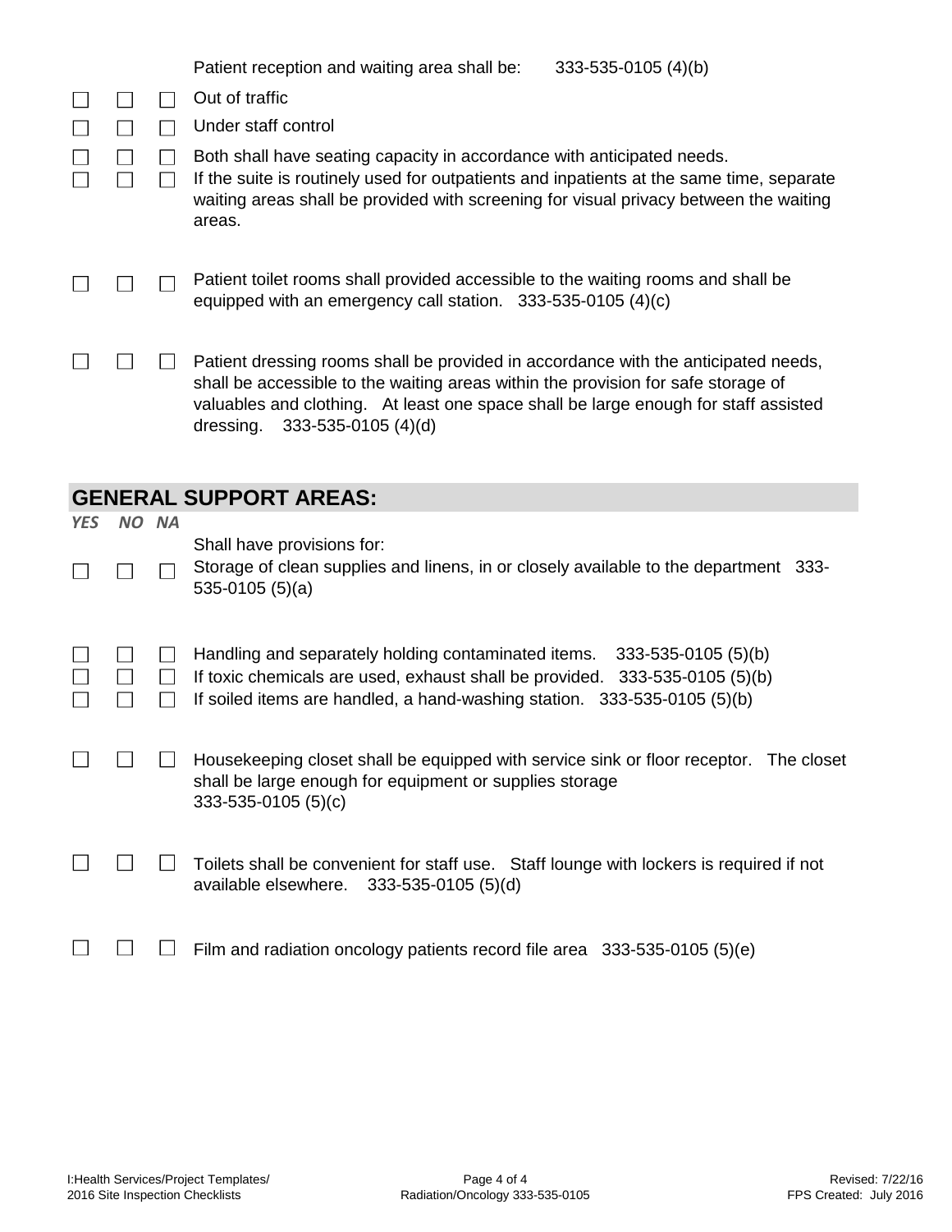Patient reception and waiting area shall be: 333-535-0105 (4)(b)

☐ ☐ ☐ Out of traffic

☐ ☐ ☐ Under staff control

☐ ☐ ☐ Both shall have seating capacity in accordance with anticipated needs.

☐ ☐ ☐ If the suite is routinely used for outpatients and inpatients at the same time, separate waiting areas shall be provided with screening for visual privacy between the waiting areas.

☐ ☐ ☐ Patient toilet rooms shall provided accessible to the waiting rooms and shall be equipped with an emergency call station. 333-535-0105 (4)(c)

☐ ☐ ☐ Patient dressing rooms shall be provided in accordance with the anticipated needs, shall be accessible to the waiting areas within the provision for safe storage of valuables and clothing. At least one space shall be large enough for staff assisted dressing. 333-535-0105 (4)(d)

## GENERAL SUPPORT AREAS:

*YES NO NA*

Shall have provisions for:

☐ ☐ ☐ Storage of clean supplies and linens, in or closely available to the department 333-535-0105 (5)(a)

☐ ☐ ☐ Handling and separately holding contaminated items. 333-535-0105 (5)(b)

☐ ☐ ☐ If toxic chemicals are used, exhaust shall be provided. 333-535-0105 (5)(b)

☐ ☐ ☐ If soiled items are handled, a hand-washing station. 333-535-0105 (5)(b)

☐ ☐ ☐ Housekeeping closet shall be equipped with service sink or floor receptor. The closet shall be large enough for equipment or supplies storage 333-535-0105 (5)(c)

☐ ☐ ☐ Toilets shall be convenient for staff use. Staff lounge with lockers is required if not available elsewhere. 333-535-0105 (5)(d)

☐ ☐ ☐ Film and radiation oncology patients record file area 333-535-0105 (5)(e)